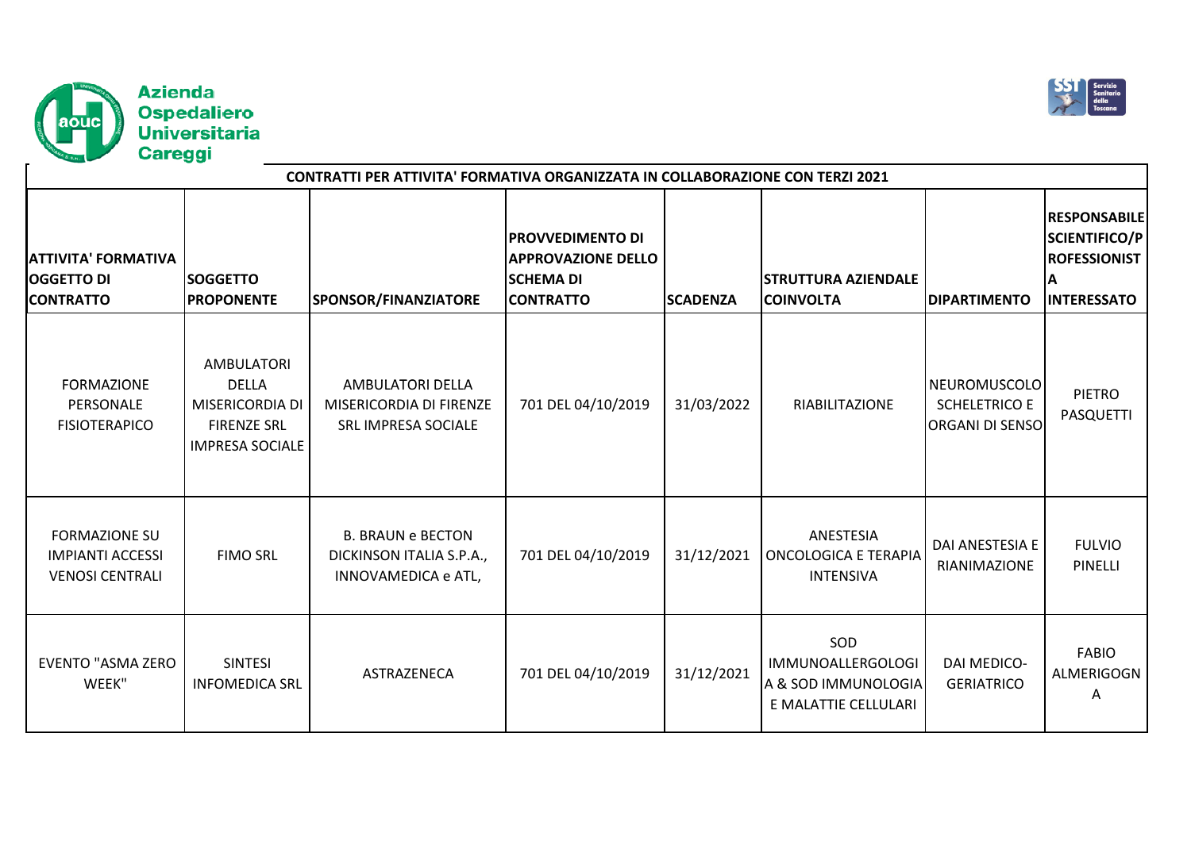Azienda Ospedaliero Universitaria Careggi

## CONTRATTI PER ATTIVITA' FORMATIVA ORGANIZZATA IN COLLABORAZIONE CON TERZI 2021

| ATTIVITA' FORMATIVA OGGETTO DI CONTRATTO | SOGGETTO PROPONENTE | SPONSOR/FINANZIATORE | PROVVEDIMENTO DI APPROVAZIONE DELLO SCHEMA DI CONTRATTO | SCADENZA | STRUTTURA AZIENDALE COINVOLTA | DIPARTIMENTO | RESPONSABILE SCIENTIFICO/PROFESSIONISTA INTERESSATO |
|---|---|---|---|---|---|---|---|
| FORMAZIONE PERSONALE FISIOTERAPICO | AMBULATORI DELLA MISERICORDIA DI FIRENZE SRL IMPRESA SOCIALE | AMBULATORI DELLA MISERICORDIA DI FIRENZE SRL IMPRESA SOCIALE | 701 DEL 04/10/2019 | 31/03/2022 | RIABILITAZIONE | NEUROMUSCOLO SCHELETRICO E ORGANI DI SENSO | PIETRO PASQUETTI |
| FORMAZIONE SU IMPIANTI ACCESSI VENOSI CENTRALI | FIMO SRL | B. BRAUN e BECTON DICKINSON ITALIA S.P.A., INNOVAMEDICA e ATL, | 701 DEL 04/10/2019 | 31/12/2021 | ANESTESIA ONCOLOGICA E TERAPIA INTENSIVA | DAI ANESTESIA E RIANIMAZIONE | FULVIO PINELLI |
| EVENTO "ASMA ZERO WEEK" | SINTESI INFOMEDICA SRL | ASTRAZENECA | 701 DEL 04/10/2019 | 31/12/2021 | SOD IMMUNOALLERGOLOGIA & SOD IMMUNOLOGIA E MALATTIE CELLULARI | DAI MEDICO-GERIATRICO | FABIO ALMERIGOGNA |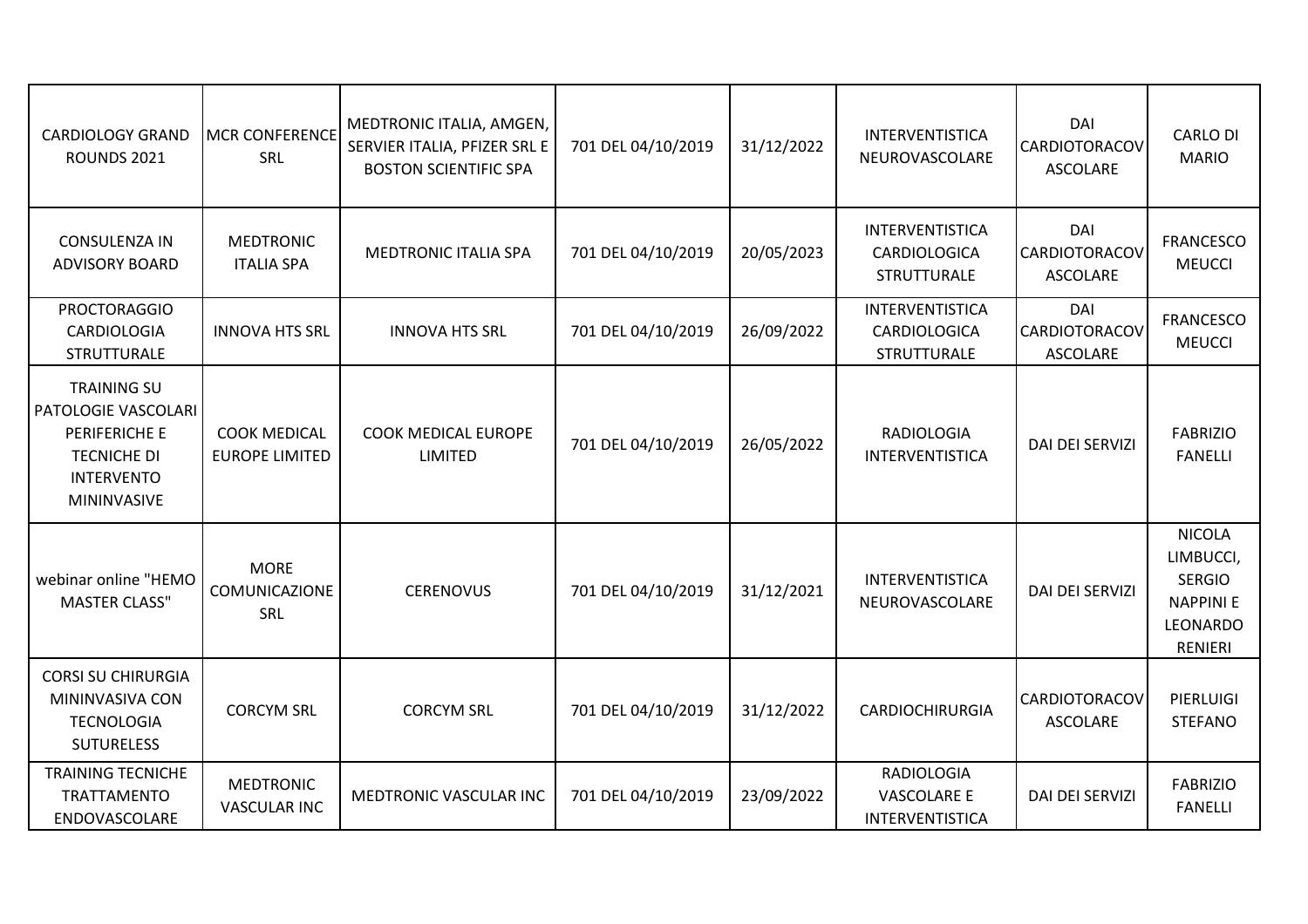| | | | | | | | |
|---|---|---|---|---|---|---|---|
| CARDIOLOGY GRAND ROUNDS 2021 | MCR CONFERENCE SRL | MEDTRONIC ITALIA, AMGEN, SERVIER ITALIA, PFIZER SRL E BOSTON SCIENTIFIC SPA | 701 DEL 04/10/2019 | 31/12/2022 | INTERVENTISTICA NEUROVASCOLARE | DAI CARDIOTORACOVASCOLARE | CARLO DI MARIO |
| CONSULENZA IN ADVISORY BOARD | MEDTRONIC ITALIA SPA | MEDTRONIC ITALIA SPA | 701 DEL 04/10/2019 | 20/05/2023 | INTERVENTISTICA CARDIOLOGICA STRUTTURALE | DAI CARDIOTORACOVASCOLARE | FRANCESCO MEUCCI |
| PROCTORAGGIO CARDIOLOGIA STRUTTURALE | INNOVA HTS SRL | INNOVA HTS SRL | 701 DEL 04/10/2019 | 26/09/2022 | INTERVENTISTICA CARDIOLOGICA STRUTTURALE | DAI CARDIOTORACOVASCOLARE | FRANCESCO MEUCCI |
| TRAINING SU PATOLOGIE VASCOLARI PERIFERICHE E TECNICHE DI INTERVENTO MININVASIVE | COOK MEDICAL EUROPE LIMITED | COOK MEDICAL EUROPE LIMITED | 701 DEL 04/10/2019 | 26/05/2022 | RADIOLOGIA INTERVENTISTICA | DAI DEI SERVIZI | FABRIZIO FANELLI |
| webinar online "HEMO MASTER CLASS" | MORE COMUNICAZIONE SRL | CERENOVUS | 701 DEL 04/10/2019 | 31/12/2021 | INTERVENTISTICA NEUROVASCOLARE | DAI DEI SERVIZI | NICOLA LIMBUCCI, SERGIO NAPPINI E LEONARDO RENIERI |
| CORSI SU CHIRURGIA MININVASIVA CON TECNOLOGIA SUTURELESS | CORCYM SRL | CORCYM SRL | 701 DEL 04/10/2019 | 31/12/2022 | CARDIOCHIRURGIA | CARDIOTORACOVASCOLARE | PIERLUIGI STEFANO |
| TRAINING TECNICHE TRATTAMENTO ENDOVASCOLARE | MEDTRONIC VASCULAR INC | MEDTRONIC VASCULAR INC | 701 DEL 04/10/2019 | 23/09/2022 | RADIOLOGIA VASCOLARE E INTERVENTISTICA | DAI DEI SERVIZI | FABRIZIO FANELLI |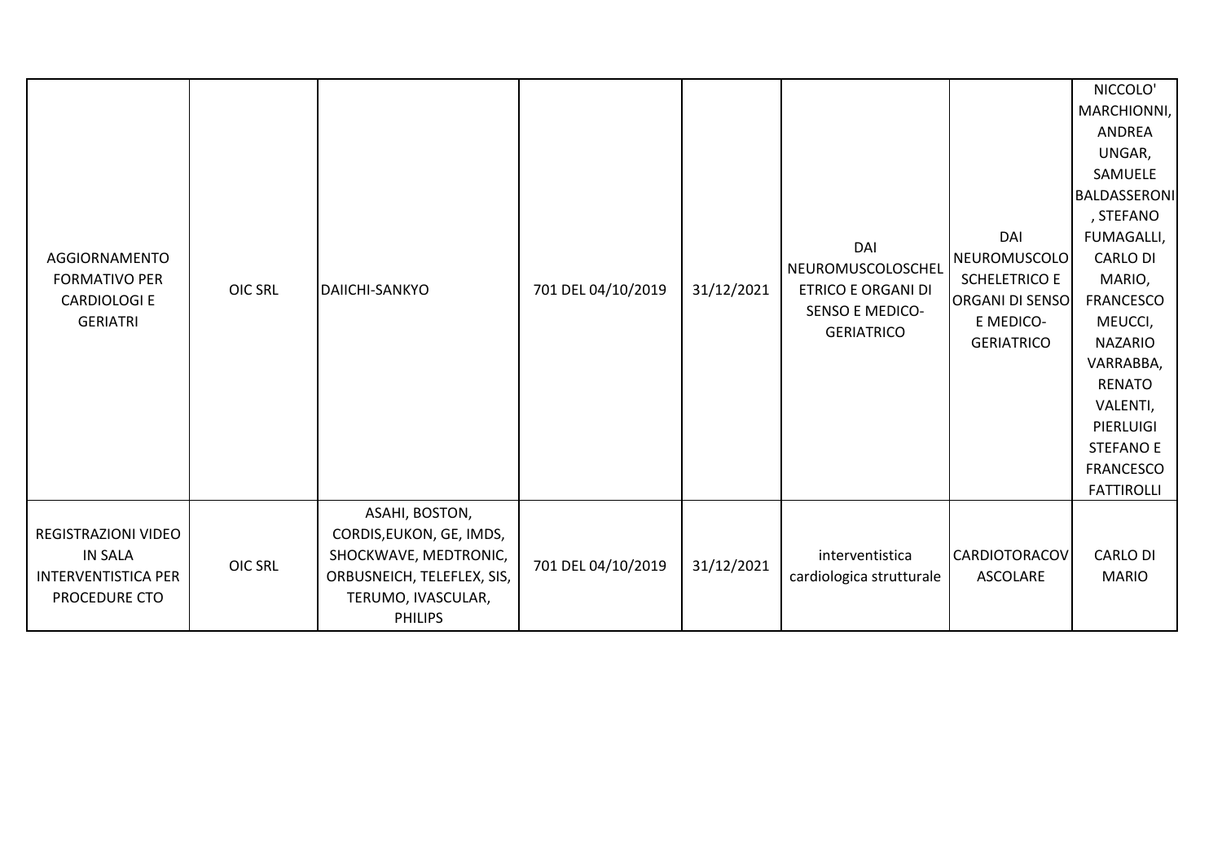| | | | | | | | |
|---|---|---|---|---|---|---|---|
| AGGIORNAMENTO FORMATIVO PER CARDIOLOGI E GERIATRI | OIC SRL | DAIICHI-SANKYO | 701 DEL 04/10/2019 | 31/12/2021 | DAI NEUROMUSCOLOSCHELETRICO E ORGANI DI SENSO E MEDICO-GERIATRICO | DAI NEUROMUSCOLO SCHELETRICO E ORGANI DI SENSO E MEDICO-GERIATRICO | NICCOLO' MARCHIONNI, ANDREA UNGAR, SAMUELE BALDASSERONI, STEFANO FUMAGALLI, CARLO DI MARIO, FRANCESCO MEUCCI, NAZARIO VARRABBA, RENATO VALENTI, PIERLUIGI STEFANO E FRANCESCO FATTIROLLI |
| REGISTRAZIONI VIDEO IN SALA INTERVENTISTICA PER PROCEDURE CTO | OIC SRL | ASAHI, BOSTON, CORDIS,EUKON, GE, IMDS, SHOCKWAVE, MEDTRONIC, ORBUSNEICH, TELEFLEX, SIS, TERUMO, IVASCULAR, PHILIPS | 701 DEL 04/10/2019 | 31/12/2021 | interventistica cardiologica strutturale | CARDIOTORACOVASCOLARE | CARLO DI MARIO |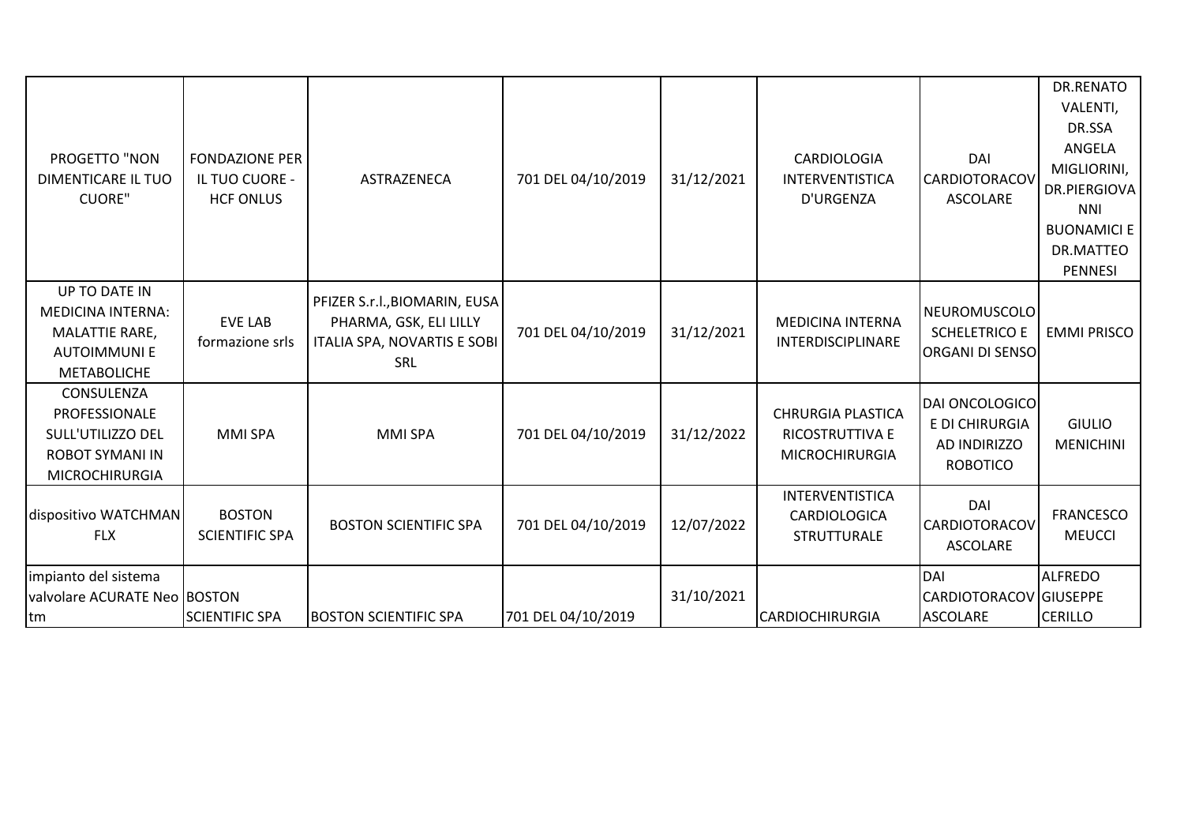| | | | | | | | |
|---|---|---|---|---|---|---|---|
| PROGETTO "NON DIMENTICARE IL TUO CUORE" | FONDAZIONE PER IL TUO CUORE - HCF ONLUS | ASTRAZENECA | 701 DEL 04/10/2019 | 31/12/2021 | CARDIOLOGIA INTERVENTISTICA D'URGENZA | DAI CARDIOTORACOVASCOLARE | DR.RENATO VALENTI, DR.SSA ANGELA MIGLIORINI, DR.PIERGIOVANNI BUONAMICI E DR.MATTEO PENNESI |
| UP TO DATE IN MEDICINA INTERNA: MALATTIE RARE, AUTOIMMUNI E METABOLICHE | EVE LAB formazione srls | PFIZER S.r.l., BIOMARIN, EUSA PHARMA, GSK, ELI LILLY ITALIA SPA, NOVARTIS E SOBI SRL | 701 DEL 04/10/2019 | 31/12/2021 | MEDICINA INTERNA INTERDISCIPLINARE | NEUROMUSCOLOSCHELETRICO E ORGANI DI SENSO | EMMI PRISCO |
| CONSULENZA PROFESSIONALE SULL'UTILIZZO DEL ROBOT SYMANI IN MICROCHIRURGIA | MMI SPA | MMI SPA | 701 DEL 04/10/2019 | 31/12/2022 | CHRURGIA PLASTICA RICOSTRUTTIVA E MICROCHIRURGIA | DAI ONCOLOGICO E DI CHIRURGIA AD INDIRIZZO ROBOTICO | GIULIO MENICHINI |
| dispositivo WATCHMAN FLX | BOSTON SCIENTIFIC SPA | BOSTON SCIENTIFIC SPA | 701 DEL 04/10/2019 | 12/07/2022 | INTERVENTISTICA CARDIOLOGICA STRUTTURALE | DAI CARDIOTORACOVASCOLARE | FRANCESCO MEUCCI |
| impianto del sistema valvolare ACURATE Neo tm | BOSTON SCIENTIFIC SPA | BOSTON SCIENTIFIC SPA | 701 DEL 04/10/2019 | 31/10/2021 | CARDIOCHIRURGIA | DAI CARDIOTORACOVASCOLARE | ALFREDO GIUSEPPE CERILLO |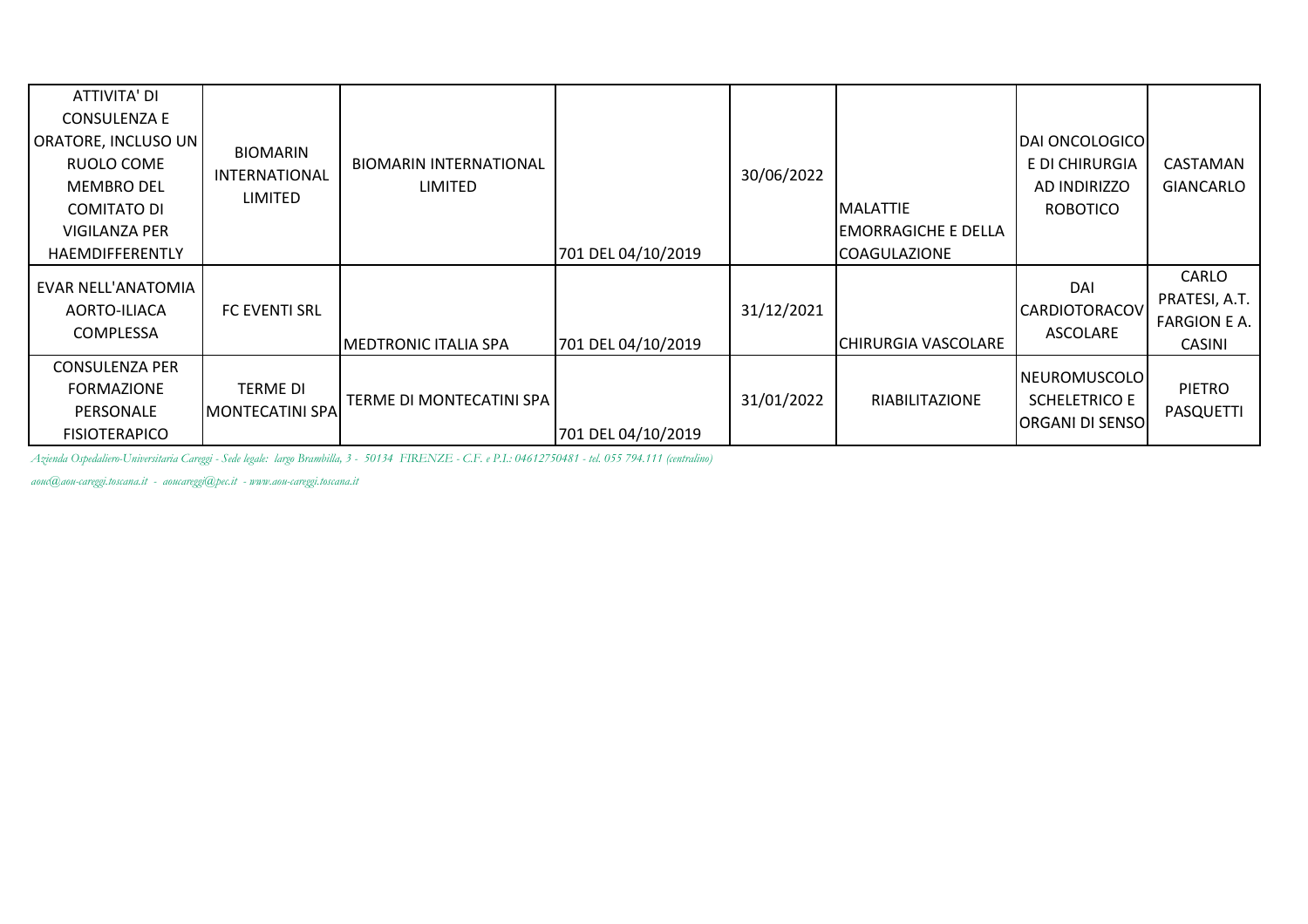| | | | | | | | |
|---|---|---|---|---|---|---|---|
| ATTIVITA' DI CONSULENZA E ORATORE, INCLUSO UN RUOLO COME MEMBRO DEL COMITATO DI VIGILANZA PER HAEMDIFFERENTLY | BIOMARIN INTERNATIONAL LIMITED | BIOMARIN INTERNATIONAL LIMITED | 701 DEL 04/10/2019 | 30/06/2022 | MALATTIE EMORRAGICHE E DELLA COAGULAZIONE | DAI ONCOLOGICO E DI CHIRURGIA AD INDIRIZZO ROBOTICO | CASTAMAN GIANCARLO |
| EVAR NELL'ANATOMIA AORTO-ILIACA COMPLESSA | FC EVENTI SRL | MEDTRONIC ITALIA SPA | 701 DEL 04/10/2019 | 31/12/2021 | CHIRURGIA VASCOLARE | DAI CARDIOTORACOVASCOLARE | CARLO PRATESI, A.T. FARGION E A. CASINI |
| CONSULENZA PER FORMAZIONE PERSONALE FISIOTERAPICO | TERME DI MONTECATINI SPA | TERME DI MONTECATINI SPA | 701 DEL 04/10/2019 | 31/01/2022 | RIABILITAZIONE | NEUROMUSCOLOSCHELETRICO E ORGANI DI SENSO | PIETRO PASQUETTI |